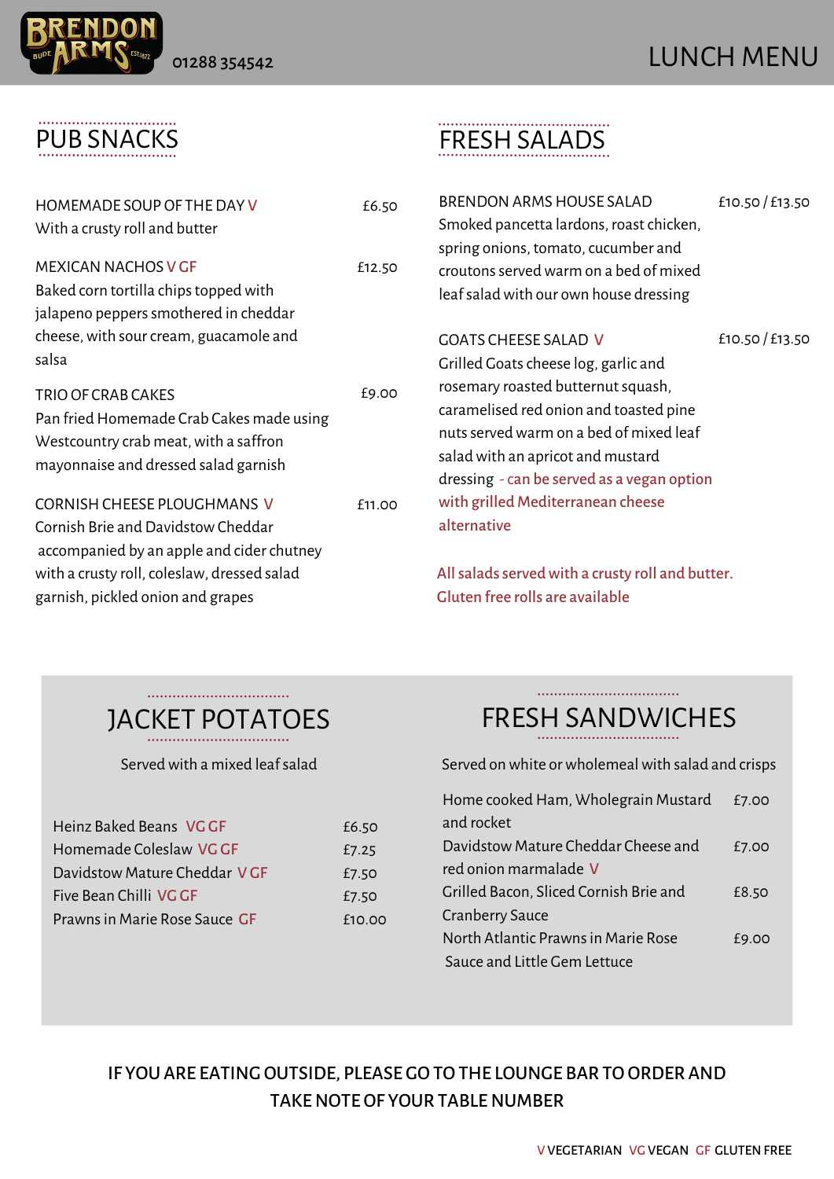BRENDON ARMS BUDE EST.1872

01288 354542

# LUNCH MENU

## PUB SNACKS

**HOMEMADE SOUP OF THE DAY** V — £6.50
With a crusty roll and butter

**MEXICAN NACHOS** V GF — £12.50
Baked corn tortilla chips topped with jalapeno peppers smothered in cheddar cheese, with sour cream, guacamole and salsa

**TRIO OF CRAB CAKES** — £9.00
Pan fried Homemade Crab Cakes made using Westcountry crab meat, with a saffron mayonnaise and dressed salad garnish

**CORNISH CHEESE PLOUGHMANS** V — £11.00
Cornish Brie and Davidstow Cheddar accompanied by an apple and cider chutney with a crusty roll, coleslaw, dressed salad garnish, pickled onion and grapes

## FRESH SALADS

**BRENDON ARMS HOUSE SALAD** — £10.50 / £13.50
Smoked pancetta lardons, roast chicken, spring onions, tomato, cucumber and croutons served warm on a bed of mixed leaf salad with our own house dressing

**GOATS CHEESE SALAD** V — £10.50 / £13.50
Grilled Goats cheese log, garlic and rosemary roasted butternut squash, caramelised red onion and toasted pine nuts served warm on a bed of mixed leaf salad with an apricot and mustard dressing - can be served as a vegan option with grilled Mediterranean cheese alternative

All salads served with a crusty roll and butter.
Gluten free rolls are available

## JACKET POTATOES

Served with a mixed leaf salad

| Item | Price |
|---|---|
| Heinz Baked Beans VG GF | £6.50 |
| Homemade Coleslaw VG GF | £7.25 |
| Davidstow Mature Cheddar V GF | £7.50 |
| Five Bean Chilli VG GF | £7.50 |
| Prawns in Marie Rose Sauce GF | £10.00 |

## FRESH SANDWICHES

Served on white or wholemeal with salad and crisps

| Item | Price |
|---|---|
| Home cooked Ham, Wholegrain Mustard and rocket | £7.00 |
| Davidstow Mature Cheddar Cheese and red onion marmalade V | £7.00 |
| Grilled Bacon, Sliced Cornish Brie and Cranberry Sauce | £8.50 |
| North Atlantic Prawns in Marie Rose Sauce and Little Gem Lettuce | £9.00 |

**IF YOU ARE EATING OUTSIDE, PLEASE GO TO THE LOUNGE BAR TO ORDER AND TAKE NOTE OF YOUR TABLE NUMBER**

V VEGETARIAN VG VEGAN GF GLUTEN FREE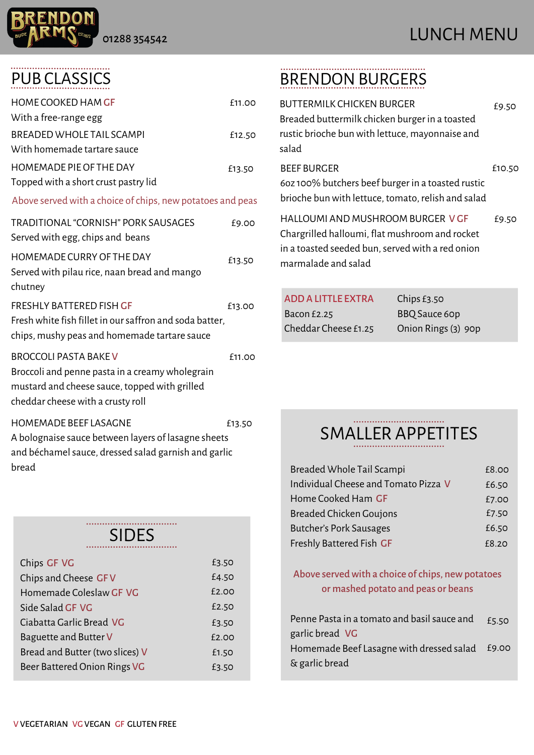BRENDON ARMS BUDE EST.1872 01288 354542

# LUNCH MENU

## PUB CLASSICS

HOME COOKED HAM GF — £11.00
With a free-range egg

BREADED WHOLE TAIL SCAMPI — £12.50
With homemade tartare sauce

HOMEMADE PIE OF THE DAY — £13.50
Topped with a short crust pastry lid

Above served with a choice of chips, new potatoes and peas

TRADITIONAL "CORNISH" PORK SAUSAGES — £9.00
Served with egg, chips and beans

HOMEMADE CURRY OF THE DAY — £13.50
Served with pilau rice, naan bread and mango chutney

FRESHLY BATTERED FISH GF — £13.00
Fresh white fish fillet in our saffron and soda batter, chips, mushy peas and homemade tartare sauce

BROCCOLI PASTA BAKE V — £11.00
Broccoli and penne pasta in a creamy wholegrain mustard and cheese sauce, topped with grilled cheddar cheese with a crusty roll

HOMEMADE BEEF LASAGNE — £13.50
A bolognaise sauce between layers of lasagne sheets and béchamel sauce, dressed salad garnish and garlic bread

## SIDES

| | |
|---|---|
| Chips GF VG | £3.50 |
| Chips and Cheese GF V | £4.50 |
| Homemade Coleslaw GF VG | £2.00 |
| Side Salad GF VG | £2.50 |
| Ciabatta Garlic Bread VG | £3.50 |
| Baguette and Butter V | £2.00 |
| Bread and Butter (two slices) V | £1.50 |
| Beer Battered Onion Rings VG | £3.50 |

## BRENDON BURGERS

BUTTERMILK CHICKEN BURGER — £9.50
Breaded buttermilk chicken burger in a toasted rustic brioche bun with lettuce, mayonnaise and salad

BEEF BURGER — £10.50
6oz 100% butchers beef burger in a toasted rustic brioche bun with lettuce, tomato, relish and salad

HALLOUMI AND MUSHROOM BURGER V GF — £9.50
Chargrilled halloumi, flat mushroom and rocket in a toasted seeded bun, served with a red onion marmalade and salad

**ADD A LITTLE EXTRA**

| | |
|---|---|
| Bacon £2.25 | Chips £3.50 |
| Cheddar Cheese £1.25 | BBQ Sauce 60p |
| | Onion Rings (3) 90p |

## SMALLER APPETITES

| | |
|---|---|
| Breaded Whole Tail Scampi | £8.00 |
| Individual Cheese and Tomato Pizza V | £6.50 |
| Home Cooked Ham GF | £7.00 |
| Breaded Chicken Goujons | £7.50 |
| Butcher's Pork Sausages | £6.50 |
| Freshly Battered Fish GF | £8.20 |

Above served with a choice of chips, new potatoes or mashed potato and peas or beans

| | |
|---|---|
| Penne Pasta in a tomato and basil sauce and garlic bread VG | £5.50 |
| Homemade Beef Lasagne with dressed salad & garlic bread | £9.00 |

V VEGETARIAN VG VEGAN GF GLUTEN FREE